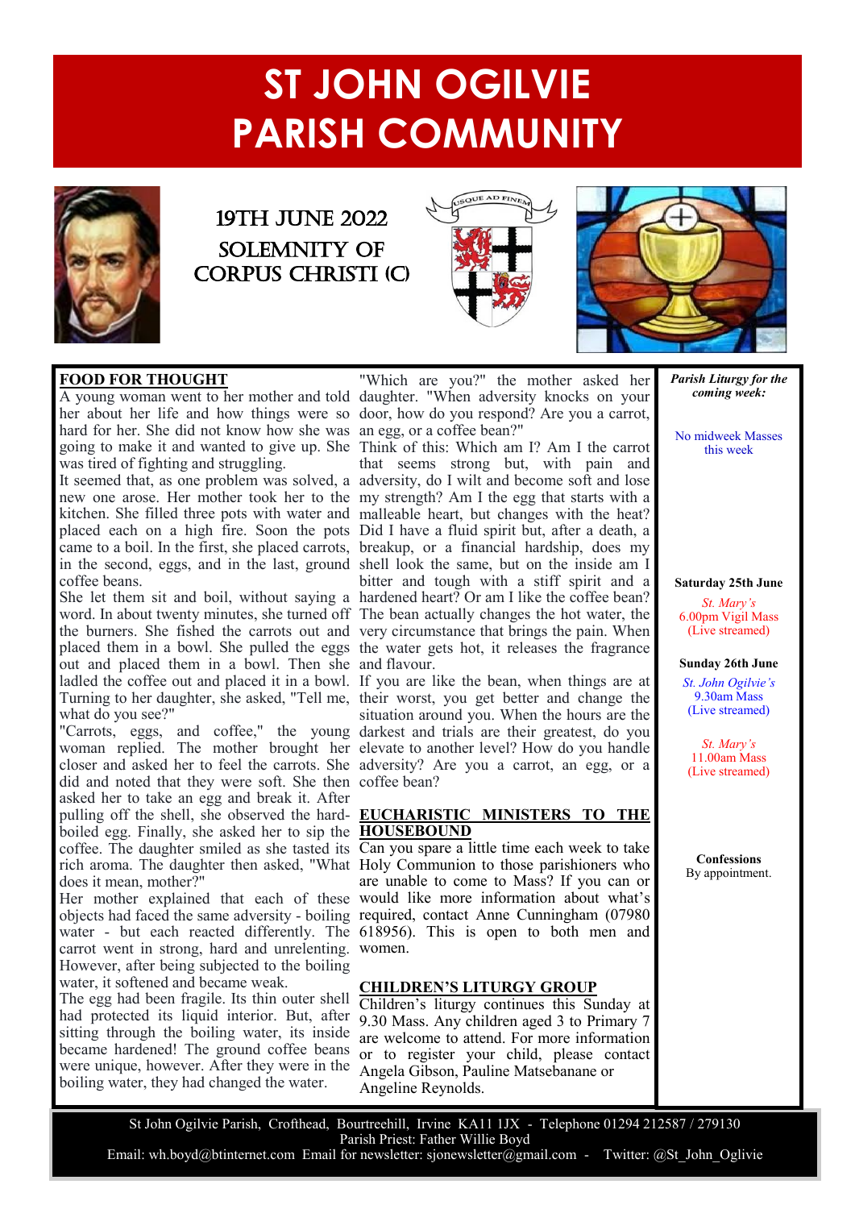# ST JOHN OGILVIE PARISH COMMUNITY

## 19TH JUNE 2022
## SOLEMNITY OF CORPUS CHRISTI (C)

USQUE AD FINEM

### FOOD FOR THOUGHT

A young woman went to her mother and told her about her life and how things were so hard for her. She did not know how she was going to make it and wanted to give up. She was tired of fighting and struggling.

It seemed that, as one problem was solved, a new one arose. Her mother took her to the kitchen. She filled three pots with water and placed each on a high fire. Soon the pots came to a boil. In the first, she placed carrots, in the second, eggs, and in the last, ground coffee beans.

She let them sit and boil, without saying a word. In about twenty minutes, she turned off the burners. She fished the carrots out and placed them in a bowl. She pulled the eggs out and placed them in a bowl. Then she ladled the coffee out and placed it in a bowl. Turning to her daughter, she asked, "Tell me, what do you see?"

"Carrots, eggs, and coffee," the young woman replied. The mother brought her closer and asked her to feel the carrots. She did and noted that they were soft. She then asked her to take an egg and break it. After pulling off the shell, she observed the hard-boiled egg. Finally, she asked her to sip the coffee. The daughter smiled as she tasted its rich aroma. The daughter then asked, "What does it mean, mother?"

Her mother explained that each of these objects had faced the same adversity - boiling water - but each reacted differently. The carrot went in strong, hard and unrelenting. However, after being subjected to the boiling water, it softened and became weak.

The egg had been fragile. Its thin outer shell had protected its liquid interior. But, after sitting through the boiling water, its inside became hardened! The ground coffee beans were unique, however. After they were in the boiling water, they had changed the water.

"Which are you?" the mother asked her daughter. "When adversity knocks on your door, how do you respond? Are you a carrot, an egg, or a coffee bean?"

Think of this: Which am I? Am I the carrot that seems strong but, with pain and adversity, do I wilt and become soft and lose my strength? Am I the egg that starts with a malleable heart, but changes with the heat? Did I have a fluid spirit but, after a death, a breakup, or a financial hardship, does my shell look the same, but on the inside am I bitter and tough with a stiff spirit and a hardened heart? Or am I like the coffee bean? The bean actually changes the hot water, the very circumstance that brings the pain. When the water gets hot, it releases the fragrance and flavour.

If you are like the bean, when things are at their worst, you get better and change the situation around you. When the hours are the darkest and trials are their greatest, do you elevate to another level? How do you handle adversity? Are you a carrot, an egg, or a coffee bean?

### EUCHARISTIC MINISTERS TO THE HOUSEBOUND

Can you spare a little time each week to take Holy Communion to those parishioners who are unable to come to Mass? If you can or would like more information about what's required, contact Anne Cunningham (07980 618956). This is open to both men and women.

### CHILDREN'S LITURGY GROUP

Children's liturgy continues this Sunday at 9.30 Mass. Any children aged 3 to Primary 7 are welcome to attend. For more information or to register your child, please contact Angela Gibson, Pauline Matsebanane or Angeline Reynolds.

***Parish Liturgy for the coming week:***

No midweek Masses this week

**Saturday 25th June**

*St. Mary's*
6.00pm Vigil Mass
(Live streamed)

**Sunday 26th June**

*St. John Ogilvie's*
9.30am Mass
(Live streamed)

*St. Mary's*
11.00am Mass
(Live streamed)

**Confessions**
By appointment.

St John Ogilvie Parish, Crofthead, Bourtreehill, Irvine KA11 1JX - Telephone 01294 212587 / 279130
Parish Priest: Father Willie Boyd
Email: wh.boyd@btinternet.com Email for newsletter: sjonewsletter@gmail.com - Twitter: @St_John_Oglivie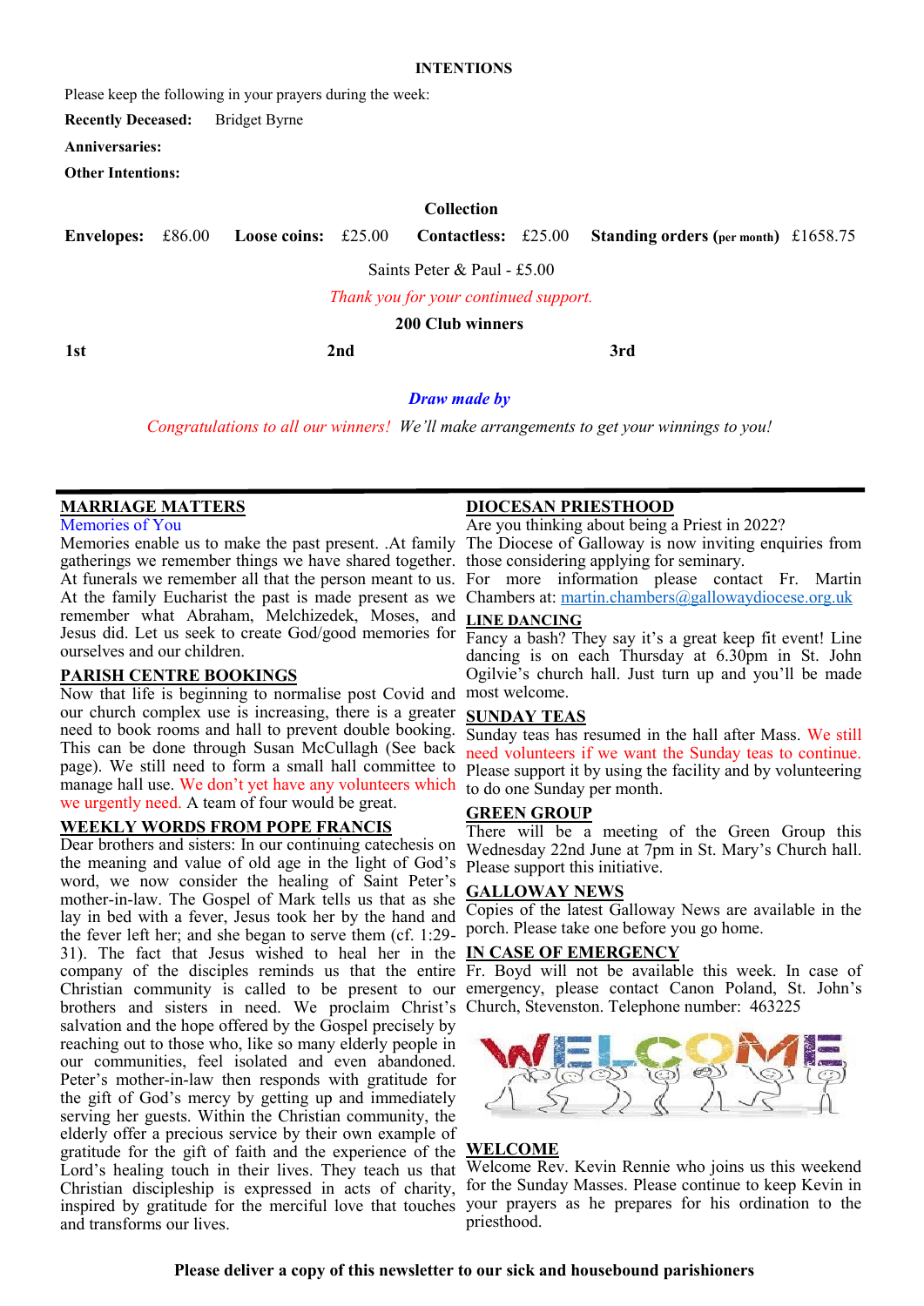**INTENTIONS**

Please keep the following in your prayers during the week:

**Recently Deceased:** Bridget Byrne

**Anniversaries:**

**Other Intentions:**

**Collection**

**Envelopes:** £86.00 **Loose coins:** £25.00 **Contactless:** £25.00 **Standing orders (per month)** £1658.75

Saints Peter & Paul - £5.00

*Thank you for your continued support.*

**200 Club winners**

**1st** **2nd** **3rd**

***Draw made by***

*Congratulations to all our winners! We'll make arrangements to get your winnings to you!*

---

## MARRIAGE MATTERS

Memories of You

Memories enable us to make the past present. .At family gatherings we remember things we have shared together. At funerals we remember all that the person meant to us. At the family Eucharist the past is made present as we remember what Abraham, Melchizedek, Moses, and Jesus did. Let us seek to create God/good memories for ourselves and our children.

## PARISH CENTRE BOOKINGS

Now that life is beginning to normalise post Covid and our church complex use is increasing, there is a greater need to book rooms and hall to prevent double booking. This can be done through Susan McCullagh (See back page). We still need to form a small hall committee to manage hall use. We don't yet have any volunteers which we urgently need. A team of four would be great.

## WEEKLY WORDS FROM POPE FRANCIS

Dear brothers and sisters: In our continuing catechesis on the meaning and value of old age in the light of God's word, we now consider the healing of Saint Peter's mother-in-law. The Gospel of Mark tells us that as she lay in bed with a fever, Jesus took her by the hand and the fever left her; and she began to serve them (cf. 1:29-31). The fact that Jesus wished to heal her in the company of the disciples reminds us that the entire Christian community is called to be present to our brothers and sisters in need. We proclaim Christ's salvation and the hope offered by the Gospel precisely by reaching out to those who, like so many elderly people in our communities, feel isolated and even abandoned. Peter's mother-in-law then responds with gratitude for the gift of God's mercy by getting up and immediately serving her guests. Within the Christian community, the elderly offer a precious service by their own example of gratitude for the gift of faith and the experience of the Lord's healing touch in their lives. They teach us that Christian discipleship is expressed in acts of charity, inspired by gratitude for the merciful love that touches and transforms our lives.

## DIOCESAN PRIESTHOOD

Are you thinking about being a Priest in 2022? The Diocese of Galloway is now inviting enquiries from those considering applying for seminary. For more information please contact Fr. Martin Chambers at: martin.chambers@gallowaydiocese.org.uk

## LINE DANCING

Fancy a bash? They say it's a great keep fit event! Line dancing is on each Thursday at 6.30pm in St. John Ogilvie's church hall. Just turn up and you'll be made most welcome.

## SUNDAY TEAS

Sunday teas has resumed in the hall after Mass. We still need volunteers if we want the Sunday teas to continue. Please support it by using the facility and by volunteering to do one Sunday per month.

## GREEN GROUP

There will be a meeting of the Green Group this Wednesday 22nd June at 7pm in St. Mary's Church hall. Please support this initiative.

## GALLOWAY NEWS

Copies of the latest Galloway News are available in the porch. Please take one before you go home.

## IN CASE OF EMERGENCY

Fr. Boyd will not be available this week. In case of emergency, please contact Canon Poland, St. John's Church, Stevenston. Telephone number: 463225

## WELCOME

Welcome Rev. Kevin Rennie who joins us this weekend for the Sunday Masses. Please continue to keep Kevin in your prayers as he prepares for his ordination to the priesthood.

**Please deliver a copy of this newsletter to our sick and housebound parishioners**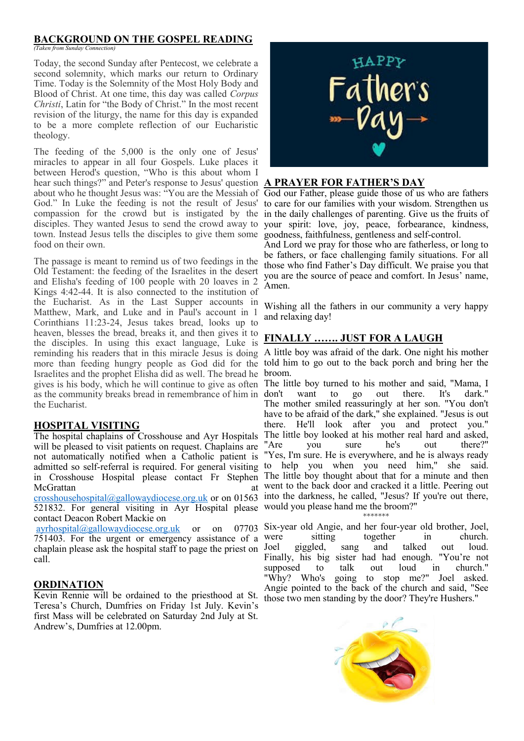## BACKGROUND ON THE GOSPEL READING

*(Taken from Sunday Connection)*

Today, the second Sunday after Pentecost, we celebrate a second solemnity, which marks our return to Ordinary Time. Today is the Solemnity of the Most Holy Body and Blood of Christ. At one time, this day was called *Corpus Christi*, Latin for "the Body of Christ." In the most recent revision of the liturgy, the name for this day is expanded to be a more complete reflection of our Eucharistic theology.

The feeding of the 5,000 is the only one of Jesus' miracles to appear in all four Gospels. Luke places it between Herod's question, "Who is this about whom I hear such things?" and Peter's response to Jesus' question about who he thought Jesus was: "You are the Messiah of God." In Luke the feeding is not the result of Jesus' compassion for the crowd but is instigated by the disciples. They wanted Jesus to send the crowd away to town. Instead Jesus tells the disciples to give them some food on their own.

The passage is meant to remind us of two feedings in the Old Testament: the feeding of the Israelites in the desert and Elisha's feeding of 100 people with 20 loaves in 2 Kings 4:42-44. It is also connected to the institution of the Eucharist. As in the Last Supper accounts in Matthew, Mark, and Luke and in Paul's account in 1 Corinthians 11:23-24, Jesus takes bread, looks up to heaven, blesses the bread, breaks it, and then gives it to the disciples. In using this exact language, Luke is reminding his readers that in this miracle Jesus is doing more than feeding hungry people as God did for the Israelites and the prophet Elisha did as well. The bread he gives is his body, which he will continue to give as often as the community breaks bread in remembrance of him in the Eucharist.

## HOSPITAL VISITING

The hospital chaplains of Crosshouse and Ayr Hospitals will be pleased to visit patients on request. Chaplains are not automatically notified when a Catholic patient is admitted so self-referral is required. For general visiting in Crosshouse Hospital please contact Fr Stephen McGrattan at crosshousehospital@gallowaydiocese.org.uk or on 01563 521832. For general visiting in Ayr Hospital please contact Deacon Robert Mackie on ayrhospital@gallowaydiocese.org.uk or on 07703 751403. For the urgent or emergency assistance of a chaplain please ask the hospital staff to page the priest on call.

## ORDINATION

Kevin Rennie will be ordained to the priesthood at St. Teresa's Church, Dumfries on Friday 1st July. Kevin's first Mass will be celebrated on Saturday 2nd July at St. Andrew's, Dumfries at 12.00pm.

HAPPY Father's Day

## A PRAYER FOR FATHER'S DAY

God our Father, please guide those of us who are fathers to care for our families with your wisdom. Strengthen us in the daily challenges of parenting. Give us the fruits of your spirit: love, joy, peace, forbearance, kindness, goodness, faithfulness, gentleness and self-control.
And Lord we pray for those who are fatherless, or long to be fathers, or face challenging family situations. For all those who find Father's Day difficult. We praise you that you are the source of peace and comfort. In Jesus' name, Amen.

Wishing all the fathers in our community a very happy and relaxing day!

## FINALLY ……. JUST FOR A LAUGH

A little boy was afraid of the dark. One night his mother told him to go out to the back porch and bring her the broom.
The little boy turned to his mother and said, "Mama, I don't want to go out there. It's dark."
The mother smiled reassuringly at her son. "You don't have to be afraid of the dark," she explained. "Jesus is out there. He'll look after you and protect you."
The little boy looked at his mother real hard and asked, "Are you sure he's out there?"
"Yes, I'm sure. He is everywhere, and he is always ready to help you when you need him," she said.
The little boy thought about that for a minute and then went to the back door and cracked it a little. Peering out into the darkness, he called, "Jesus? If you're out there, would you please hand me the broom?"

\*\*\*\*\*\*\*

Six-year old Angie, and her four-year old brother, Joel, were sitting together in church. Joel giggled, sang and talked out loud. Finally, his big sister had had enough. "You're not supposed to talk out loud in church." "Why? Who's going to stop me?" Joel asked. Angie pointed to the back of the church and said, "See those two men standing by the door? They're Hushers."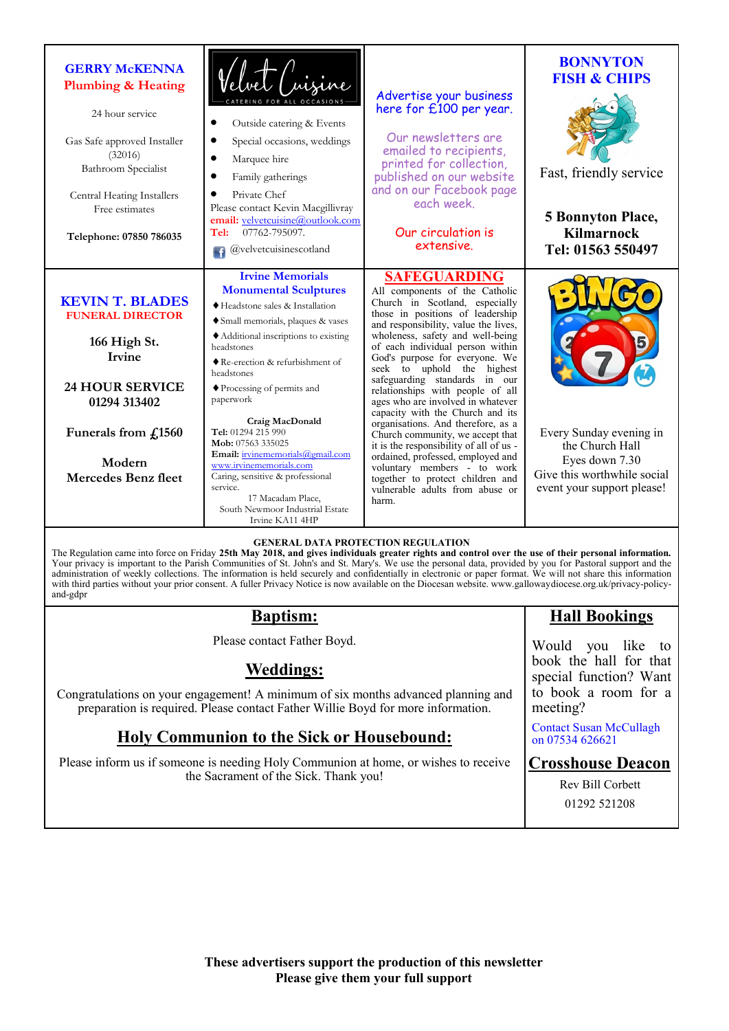**GERRY McKENNA**
**Plumbing & Heating**

24 hour service

Gas Safe approved Installer (32016)
Bathroom Specialist

Central Heating Installers
Free estimates

**Telephone: 07850 786035**

Velvet Cuisine
CATERING FOR ALL OCCASIONS

- Outside catering & Events
- Special occasions, weddings
- Marquee hire
- Family gatherings
- Private Chef

Please contact Kevin Macgillivray
email: velvetcuisine@outlook.com
Tel: 07762-795097.
@velvetcuisinescotland

Advertise your business here for £100 per year.

Our newsletters are emailed to recipients, printed for collection, published on our website and on our Facebook page each week.

Our circulation is extensive.

**BONNYTON FISH & CHIPS**

Fast, friendly service

**5 Bonnyton Place, Kilmarnock**
**Tel: 01563 550497**

**KEVIN T. BLADES**
**FUNERAL DIRECTOR**

**166 High St.**
**Irvine**

**24 HOUR SERVICE**
**01294 313402**

**Funerals from £1560**

**Modern Mercedes Benz fleet**

**Irvine Memorials**
**Monumental Sculptures**

- Headstone sales & Installation
- Small memorials, plaques & vases
- Additional inscriptions to existing headstones
- Re-erection & refurbishment of headstones
- Processing of permits and paperwork

**Craig MacDonald**
**Tel:** 01294 215 990
**Mob:** 07563 335025
**Email:** irvinememorials@gmail.com
www.irvinememorials.com
Caring, sensitive & professional service.

17 Macadam Place,
South Newmoor Industrial Estate
Irvine KA11 4HP

**SAFEGUARDING**

All components of the Catholic Church in Scotland, especially those in positions of leadership and responsibility, value the lives, wholeness, safety and well-being of each individual person within God's purpose for everyone. We seek to uphold the highest safeguarding standards in our relationships with people of all ages who are involved in whatever capacity with the Church and its organisations. And therefore, as a Church community, we accept that it is the responsibility of all of us - ordained, professed, employed and voluntary members - to work together to protect children and vulnerable adults from abuse or harm.

BINGO

Every Sunday evening in the Church Hall
Eyes down 7.30
Give this worthwhile social event your support please!

**GENERAL DATA PROTECTION REGULATION**

The Regulation came into force on Friday **25th May 2018, and gives individuals greater rights and control over the use of their personal information.** Your privacy is important to the Parish Communities of St. John's and St. Mary's. We use the personal data, provided by you for Pastoral support and the administration of weekly collections. The information is held securely and confidentially in electronic or paper format. We will not share this information with third parties without your prior consent. A fuller Privacy Notice is now available on the Diocesan website. www.gallowaydiocese.org.uk/privacy-policy-and-gdpr

## Baptism:

Please contact Father Boyd.

## Weddings:

Congratulations on your engagement! A minimum of six months advanced planning and preparation is required. Please contact Father Willie Boyd for more information.

## Holy Communion to the Sick or Housebound:

Please inform us if someone is needing Holy Communion at home, or wishes to receive the Sacrament of the Sick. Thank you!

## Hall Bookings

Would you like to book the hall for that special function? Want to book a room for a meeting?

Contact Susan McCullagh on 07534 626621

## Crosshouse Deacon

Rev Bill Corbett

01292 521208

**These advertisers support the production of this newsletter**
**Please give them your full support**